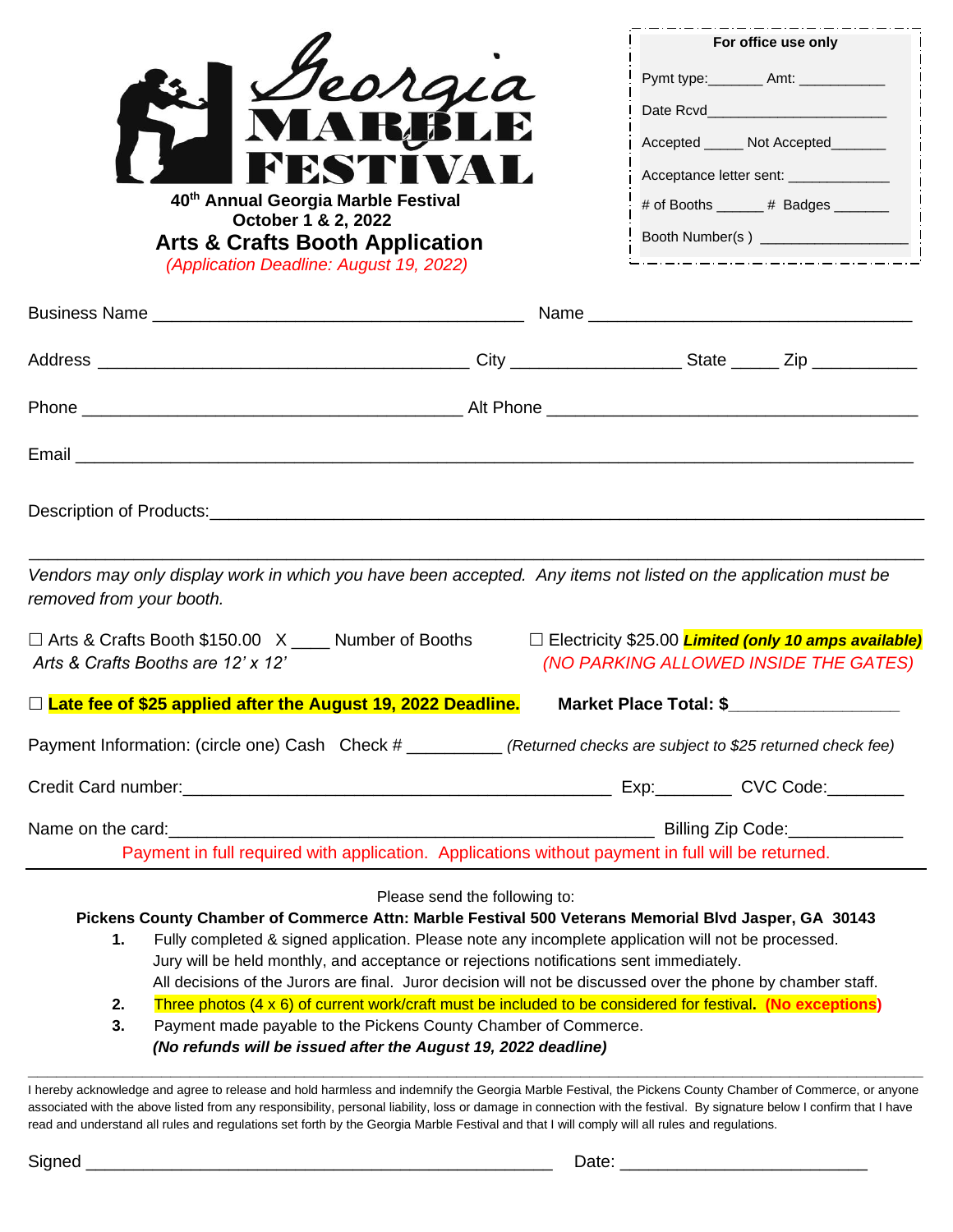# Georgia Marble Festival

**40th Annual Georgia Marble Festival**
**October 1 & 2, 2022**

## Arts & Crafts Booth Application

*(Application Deadline: August 19, 2022)*

**For office use only**

Pymt type:_______ Amt: ___________

Date Rcvd_______________________

Accepted _____ Not Accepted_______

Acceptance letter sent: _____________

# of Booths ______ # Badges _______

Booth Number(s ) ___________________

Business Name _______________________________________ Name __________________________________

Address _______________________________________ City __________________ State _____ Zip ___________

Phone ________________________________________ Alt Phone ________________________________________

Email _______________________________________________________________________________________

Description of Products:_______________________________________________________________________

_____________________________________________________________________________________________

*Vendors may only display work in which you have been accepted. Any items not listed on the application must be removed from your booth.*

☐ Arts & Crafts Booth $150.00 X ____ Number of Booths
*Arts & Crafts Booths are 12' x 12'*

☐ Electricity $25.00 ***Limited (only 10 amps available)***
*(NO PARKING ALLOWED INSIDE THE GATES)*

☐ **Late fee of $25 applied after the August 19, 2022 Deadline.**

**Market Place Total: $__________________**

Payment Information: (circle one) Cash Check # __________ *(Returned checks are subject to $25 returned check fee)*

Credit Card number:_____________________________________________ Exp:________ CVC Code:________

Name on the card:____________________________________________________ Billing Zip Code:____________

Payment in full required with application. Applications without payment in full will be returned.

Please send the following to:

**Pickens County Chamber of Commerce Attn: Marble Festival 500 Veterans Memorial Blvd Jasper, GA 30143**

1. Fully completed & signed application. Please note any incomplete application will not be processed. Jury will be held monthly, and acceptance or rejections notifications sent immediately. All decisions of the Jurors are final. Juror decision will not be discussed over the phone by chamber staff.
2. Three photos (4 x 6) of current work/craft must be included to be considered for festival**.** **(No exceptions)**
3. Payment made payable to the Pickens County Chamber of Commerce.
   ***(No refunds will be issued after the August 19, 2022 deadline)***

I hereby acknowledge and agree to release and hold harmless and indemnify the Georgia Marble Festival, the Pickens County Chamber of Commerce, or anyone associated with the above listed from any responsibility, personal liability, loss or damage in connection with the festival. By signature below I confirm that I have read and understand all rules and regulations set forth by the Georgia Marble Festival and that I will comply with all rules and regulations.

Signed _______________________________________________ Date: _________________________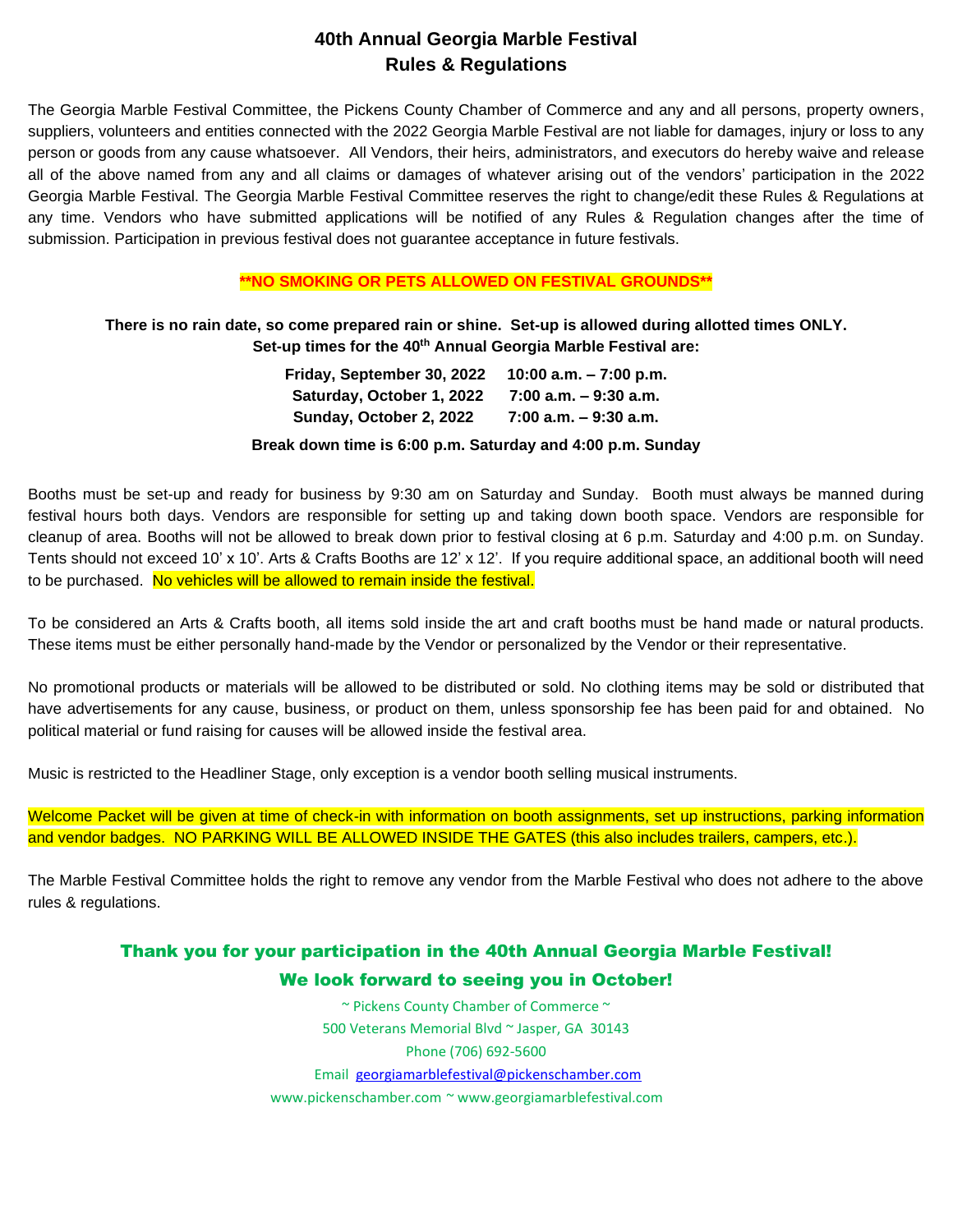# 40th Annual Georgia Marble Festival
## Rules & Regulations

The Georgia Marble Festival Committee, the Pickens County Chamber of Commerce and any and all persons, property owners, suppliers, volunteers and entities connected with the 2022 Georgia Marble Festival are not liable for damages, injury or loss to any person or goods from any cause whatsoever. All Vendors, their heirs, administrators, and executors do hereby waive and release all of the above named from any and all claims or damages of whatever arising out of the vendors' participation in the 2022 Georgia Marble Festival. The Georgia Marble Festival Committee reserves the right to change/edit these Rules & Regulations at any time. Vendors who have submitted applications will be notified of any Rules & Regulation changes after the time of submission. Participation in previous festival does not guarantee acceptance in future festivals.

**\*\*NO SMOKING OR PETS ALLOWED ON FESTIVAL GROUNDS\*\***

**There is no rain date, so come prepared rain or shine. Set-up is allowed during allotted times ONLY.**
**Set-up times for the 40th Annual Georgia Marble Festival are:**

**Friday, September 30, 2022 10:00 a.m. – 7:00 p.m.**
**Saturday, October 1, 2022 7:00 a.m. – 9:30 a.m.**
**Sunday, October 2, 2022 7:00 a.m. – 9:30 a.m.**

**Break down time is 6:00 p.m. Saturday and 4:00 p.m. Sunday**

Booths must be set-up and ready for business by 9:30 am on Saturday and Sunday. Booth must always be manned during festival hours both days. Vendors are responsible for setting up and taking down booth space. Vendors are responsible for cleanup of area. Booths will not be allowed to break down prior to festival closing at 6 p.m. Saturday and 4:00 p.m. on Sunday. Tents should not exceed 10' x 10'. Arts & Crafts Booths are 12' x 12'. If you require additional space, an additional booth will need to be purchased. No vehicles will be allowed to remain inside the festival.

To be considered an Arts & Crafts booth, all items sold inside the art and craft booths must be hand made or natural products. These items must be either personally hand-made by the Vendor or personalized by the Vendor or their representative.

No promotional products or materials will be allowed to be distributed or sold. No clothing items may be sold or distributed that have advertisements for any cause, business, or product on them, unless sponsorship fee has been paid for and obtained. No political material or fund raising for causes will be allowed inside the festival area.

Music is restricted to the Headliner Stage, only exception is a vendor booth selling musical instruments.

Welcome Packet will be given at time of check-in with information on booth assignments, set up instructions, parking information and vendor badges. NO PARKING WILL BE ALLOWED INSIDE THE GATES (this also includes trailers, campers, etc.).

The Marble Festival Committee holds the right to remove any vendor from the Marble Festival who does not adhere to the above rules & regulations.

**Thank you for your participation in the 40th Annual Georgia Marble Festival!**
**We look forward to seeing you in October!**

~ Pickens County Chamber of Commerce ~
500 Veterans Memorial Blvd ~ Jasper, GA 30143
Phone (706) 692-5600
Email georgiamarblefestival@pickenschamber.com
www.pickenschamber.com ~ www.georgiamarblefestival.com